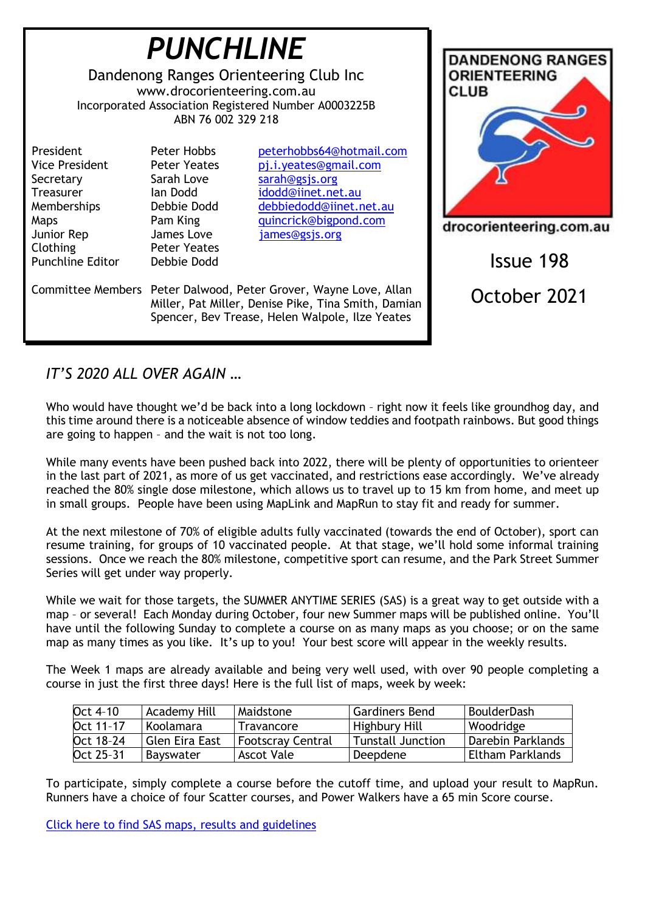# PUNCHLINE

Dandenong Ranges Orienteering Club Inc
www.drocorienteering.com.au
Incorporated Association Registered Number A0003225B
ABN 76 002 329 218

| | | |
|---|---|---|
| President | Peter Hobbs | peterhobbs64@hotmail.com |
| Vice President | Peter Yeates | pj.i.yeates@gmail.com |
| Secretary | Sarah Love | sarah@gsjs.org |
| Treasurer | Ian Dodd | idodd@iinet.net.au |
| Memberships | Debbie Dodd | debbiedodd@iinet.net.au |
| Maps | Pam King | quincrick@bigpond.com |
| Junior Rep | James Love | james@gsjs.org |
| Clothing | Peter Yeates | |
| Punchline Editor | Debbie Dodd | |

Committee Members: Peter Dalwood, Peter Grover, Wayne Love, Allan Miller, Pat Miller, Denise Pike, Tina Smith, Damian Spencer, Bev Trease, Helen Walpole, Ilze Yeates

DANDENONG RANGES ORIENTEERING CLUB
drocorienteering.com.au

Issue 198

October 2021

## *IT'S 2020 ALL OVER AGAIN …*

Who would have thought we'd be back into a long lockdown – right now it feels like groundhog day, and this time around there is a noticeable absence of window teddies and footpath rainbows. But good things are going to happen – and the wait is not too long.

While many events have been pushed back into 2022, there will be plenty of opportunities to orienteer in the last part of 2021, as more of us get vaccinated, and restrictions ease accordingly. We've already reached the 80% single dose milestone, which allows us to travel up to 15 km from home, and meet up in small groups. People have been using MapLink and MapRun to stay fit and ready for summer.

At the next milestone of 70% of eligible adults fully vaccinated (towards the end of October), sport can resume training, for groups of 10 vaccinated people. At that stage, we'll hold some informal training sessions. Once we reach the 80% milestone, competitive sport can resume, and the Park Street Summer Series will get under way properly.

While we wait for those targets, the SUMMER ANYTIME SERIES (SAS) is a great way to get outside with a map – or several! Each Monday during October, four new Summer maps will be published online. You'll have until the following Sunday to complete a course on as many maps as you choose; or on the same map as many times as you like. It's up to you! Your best score will appear in the weekly results.

The Week 1 maps are already available and being very well used, with over 90 people completing a course in just the first three days! Here is the full list of maps, week by week:

| | | | | |
|---|---|---|---|---|
| Oct 4–10 | Academy Hill | Maidstone | Gardiners Bend | BoulderDash |
| Oct 11–17 | Koolamara | Travancore | Highbury Hill | Woodridge |
| Oct 18–24 | Glen Eira East | Footscray Central | Tunstall Junction | Darebin Parklands |
| Oct 25–31 | Bayswater | Ascot Vale | Deepdene | Eltham Parklands |

To participate, simply complete a course before the cutoff time, and upload your result to MapRun. Runners have a choice of four Scatter courses, and Power Walkers have a 65 min Score course.

Click here to find SAS maps, results and guidelines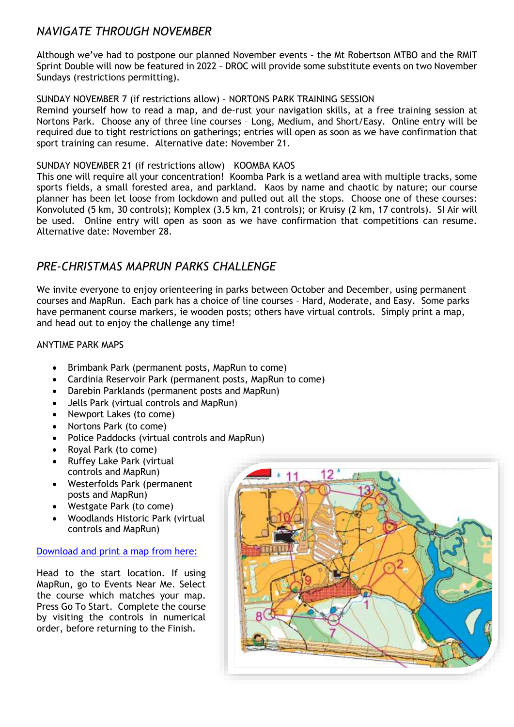## *NAVIGATE THROUGH NOVEMBER*

Although we've had to postpone our planned November events – the Mt Robertson MTBO and the RMIT Sprint Double will now be featured in 2022 – DROC will provide some substitute events on two November Sundays (restrictions permitting).

SUNDAY NOVEMBER 7 (if restrictions allow) – NORTONS PARK TRAINING SESSION
Remind yourself how to read a map, and de-rust your navigation skills, at a free training session at Nortons Park. Choose any of three line courses – Long, Medium, and Short/Easy. Online entry will be required due to tight restrictions on gatherings; entries will open as soon as we have confirmation that sport training can resume. Alternative date: November 21.

SUNDAY NOVEMBER 21 (if restrictions allow) – KOOMBA KAOS
This one will require all your concentration! Koomba Park is a wetland area with multiple tracks, some sports fields, a small forested area, and parkland. Kaos by name and chaotic by nature; our course planner has been let loose from lockdown and pulled out all the stops. Choose one of these courses: Konvoluted (5 km, 30 controls); Komplex (3.5 km, 21 controls); or Kruisy (2 km, 17 controls). SI Air will be used. Online entry will open as soon as we have confirmation that competitions can resume. Alternative date: November 28.

## *PRE-CHRISTMAS MAPRUN PARKS CHALLENGE*

We invite everyone to enjoy orienteering in parks between October and December, using permanent courses and MapRun. Each park has a choice of line courses – Hard, Moderate, and Easy. Some parks have permanent course markers, ie wooden posts; others have virtual controls. Simply print a map, and head out to enjoy the challenge any time!

ANYTIME PARK MAPS

- Brimbank Park (permanent posts, MapRun to come)
- Cardinia Reservoir Park (permanent posts, MapRun to come)
- Darebin Parklands (permanent posts and MapRun)
- Jells Park (virtual controls and MapRun)
- Newport Lakes (to come)
- Nortons Park (to come)
- Police Paddocks (virtual controls and MapRun)
- Royal Park (to come)
- Ruffey Lake Park (virtual controls and MapRun)
- Westerfolds Park (permanent posts and MapRun)
- Westgate Park (to come)
- Woodlands Historic Park (virtual controls and MapRun)

Download and print a map from here:

Head to the start location. If using MapRun, go to Events Near Me. Select the course which matches your map. Press Go To Start. Complete the course by visiting the controls in numerical order, before returning to the Finish.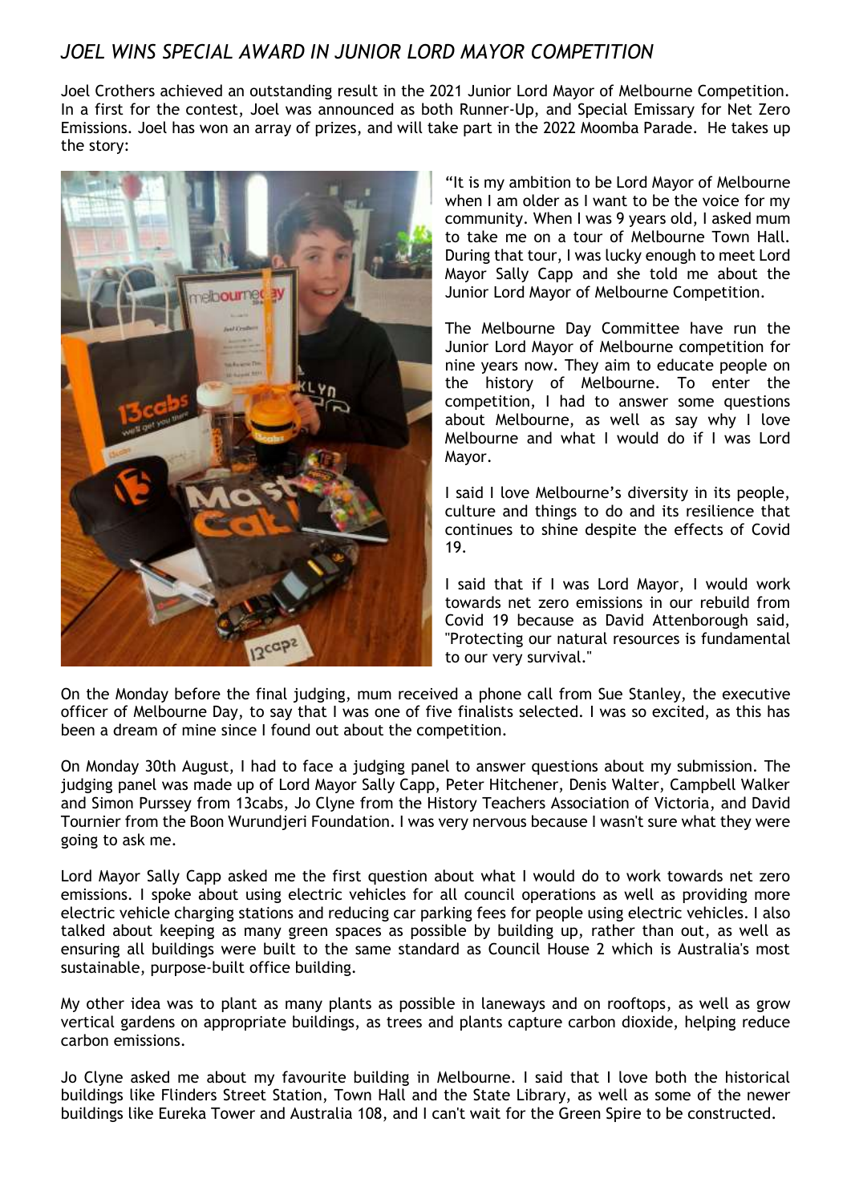## *JOEL WINS SPECIAL AWARD IN JUNIOR LORD MAYOR COMPETITION*

Joel Crothers achieved an outstanding result in the 2021 Junior Lord Mayor of Melbourne Competition. In a first for the contest, Joel was announced as both Runner-Up, and Special Emissary for Net Zero Emissions. Joel has won an array of prizes, and will take part in the 2022 Moomba Parade. He takes up the story:

"It is my ambition to be Lord Mayor of Melbourne when I am older as I want to be the voice for my community. When I was 9 years old, I asked mum to take me on a tour of Melbourne Town Hall. During that tour, I was lucky enough to meet Lord Mayor Sally Capp and she told me about the Junior Lord Mayor of Melbourne Competition.

The Melbourne Day Committee have run the Junior Lord Mayor of Melbourne competition for nine years now. They aim to educate people on the history of Melbourne. To enter the competition, I had to answer some questions about Melbourne, as well as say why I love Melbourne and what I would do if I was Lord Mayor.

I said I love Melbourne's diversity in its people, culture and things to do and its resilience that continues to shine despite the effects of Covid 19.

I said that if I was Lord Mayor, I would work towards net zero emissions in our rebuild from Covid 19 because as David Attenborough said, "Protecting our natural resources is fundamental to our very survival."

On the Monday before the final judging, mum received a phone call from Sue Stanley, the executive officer of Melbourne Day, to say that I was one of five finalists selected. I was so excited, as this has been a dream of mine since I found out about the competition.

On Monday 30th August, I had to face a judging panel to answer questions about my submission. The judging panel was made up of Lord Mayor Sally Capp, Peter Hitchener, Denis Walter, Campbell Walker and Simon Purssey from 13cabs, Jo Clyne from the History Teachers Association of Victoria, and David Tournier from the Boon Wurundjeri Foundation. I was very nervous because I wasn't sure what they were going to ask me.

Lord Mayor Sally Capp asked me the first question about what I would do to work towards net zero emissions. I spoke about using electric vehicles for all council operations as well as providing more electric vehicle charging stations and reducing car parking fees for people using electric vehicles. I also talked about keeping as many green spaces as possible by building up, rather than out, as well as ensuring all buildings were built to the same standard as Council House 2 which is Australia's most sustainable, purpose-built office building.

My other idea was to plant as many plants as possible in laneways and on rooftops, as well as grow vertical gardens on appropriate buildings, as trees and plants capture carbon dioxide, helping reduce carbon emissions.

Jo Clyne asked me about my favourite building in Melbourne. I said that I love both the historical buildings like Flinders Street Station, Town Hall and the State Library, as well as some of the newer buildings like Eureka Tower and Australia 108, and I can't wait for the Green Spire to be constructed.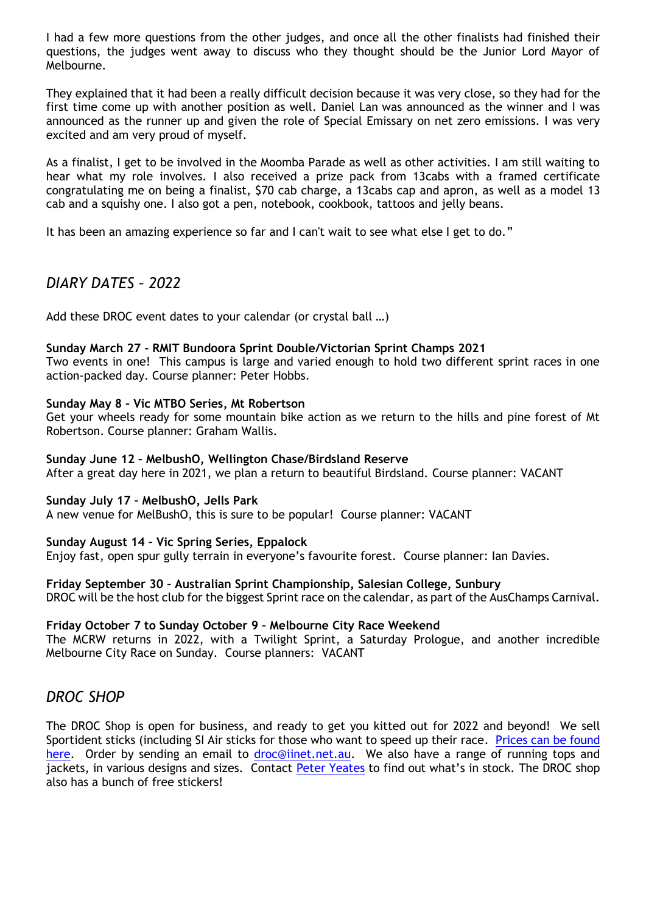I had a few more questions from the other judges, and once all the other finalists had finished their questions, the judges went away to discuss who they thought should be the Junior Lord Mayor of Melbourne.

They explained that it had been a really difficult decision because it was very close, so they had for the first time come up with another position as well. Daniel Lan was announced as the winner and I was announced as the runner up and given the role of Special Emissary on net zero emissions. I was very excited and am very proud of myself.

As a finalist, I get to be involved in the Moomba Parade as well as other activities. I am still waiting to hear what my role involves. I also received a prize pack from 13cabs with a framed certificate congratulating me on being a finalist, $70 cab charge, a 13cabs cap and apron, as well as a model 13 cab and a squishy one. I also got a pen, notebook, cookbook, tattoos and jelly beans.

It has been an amazing experience so far and I can't wait to see what else I get to do."

## *DIARY DATES – 2022*

Add these DROC event dates to your calendar (or crystal ball …)

**Sunday March 27 - RMIT Bundoora Sprint Double/Victorian Sprint Champs 2021**
Two events in one! This campus is large and varied enough to hold two different sprint races in one action-packed day. Course planner: Peter Hobbs.

**Sunday May 8 – Vic MTBO Series, Mt Robertson**
Get your wheels ready for some mountain bike action as we return to the hills and pine forest of Mt Robertson. Course planner: Graham Wallis.

**Sunday June 12 – MelbushO, Wellington Chase/Birdsland Reserve**
After a great day here in 2021, we plan a return to beautiful Birdsland. Course planner: VACANT

**Sunday July 17 – MelbushO, Jells Park**
A new venue for MelBushO, this is sure to be popular! Course planner: VACANT

**Sunday August 14 – Vic Spring Series, Eppalock**
Enjoy fast, open spur gully terrain in everyone's favourite forest. Course planner: Ian Davies.

**Friday September 30 – Australian Sprint Championship, Salesian College, Sunbury**
DROC will be the host club for the biggest Sprint race on the calendar, as part of the AusChamps Carnival.

**Friday October 7 to Sunday October 9 – Melbourne City Race Weekend**
The MCRW returns in 2022, with a Twilight Sprint, a Saturday Prologue, and another incredible Melbourne City Race on Sunday. Course planners: VACANT

## *DROC SHOP*

The DROC Shop is open for business, and ready to get you kitted out for 2022 and beyond! We sell Sportident sticks (including SI Air sticks for those who want to speed up their race. [Prices can be found here](). Order by sending an email to [droc@iinet.net.au](mailto:droc@iinet.net.au). We also have a range of running tops and jackets, in various designs and sizes. Contact [Peter Yeates]() to find out what's in stock. The DROC shop also has a bunch of free stickers!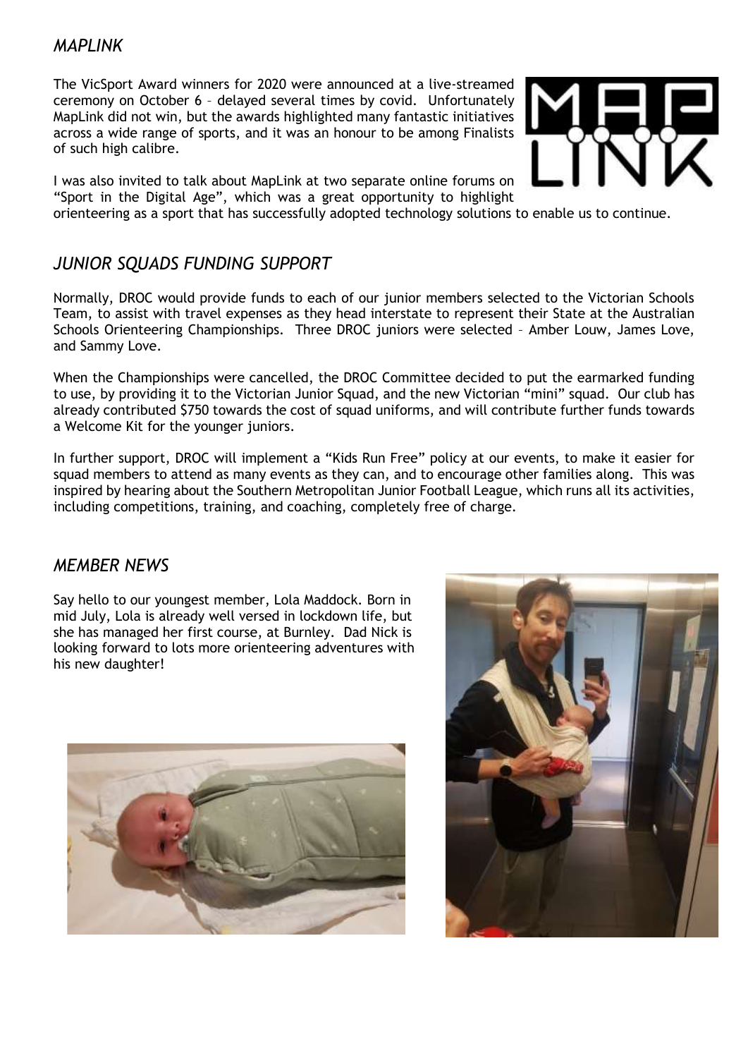## *MAPLINK*

The VicSport Award winners for 2020 were announced at a live-streamed ceremony on October 6 – delayed several times by covid. Unfortunately MapLink did not win, but the awards highlighted many fantastic initiatives across a wide range of sports, and it was an honour to be among Finalists of such high calibre.

I was also invited to talk about MapLink at two separate online forums on "Sport in the Digital Age", which was a great opportunity to highlight orienteering as a sport that has successfully adopted technology solutions to enable us to continue.

## *JUNIOR SQUADS FUNDING SUPPORT*

Normally, DROC would provide funds to each of our junior members selected to the Victorian Schools Team, to assist with travel expenses as they head interstate to represent their State at the Australian Schools Orienteering Championships. Three DROC juniors were selected – Amber Louw, James Love, and Sammy Love.

When the Championships were cancelled, the DROC Committee decided to put the earmarked funding to use, by providing it to the Victorian Junior Squad, and the new Victorian "mini" squad. Our club has already contributed $750 towards the cost of squad uniforms, and will contribute further funds towards a Welcome Kit for the younger juniors.

In further support, DROC will implement a "Kids Run Free" policy at our events, to make it easier for squad members to attend as many events as they can, and to encourage other families along. This was inspired by hearing about the Southern Metropolitan Junior Football League, which runs all its activities, including competitions, training, and coaching, completely free of charge.

## *MEMBER NEWS*

Say hello to our youngest member, Lola Maddock. Born in mid July, Lola is already well versed in lockdown life, but she has managed her first course, at Burnley. Dad Nick is looking forward to lots more orienteering adventures with his new daughter!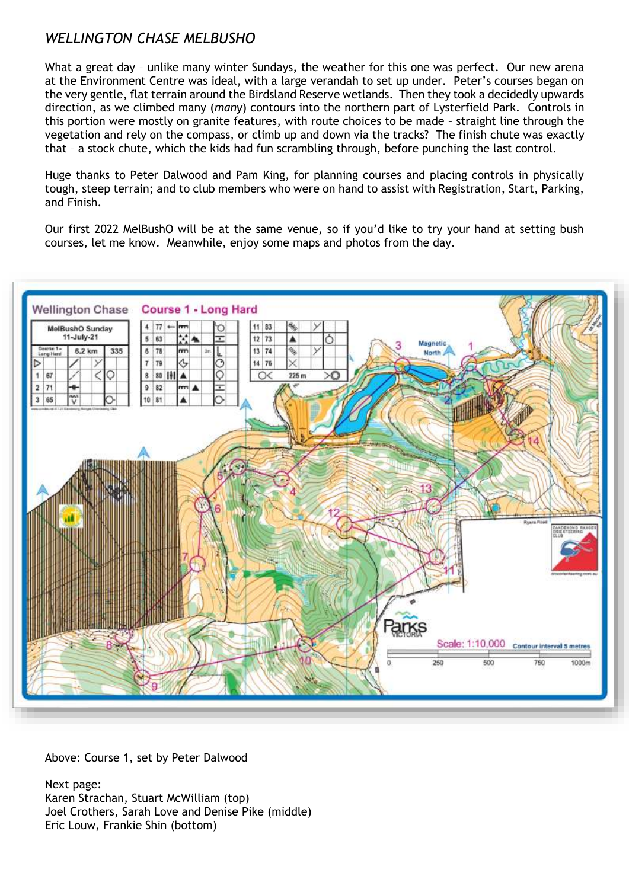*WELLINGTON CHASE MELBUSHO*

What a great day – unlike many winter Sundays, the weather for this one was perfect. Our new arena at the Environment Centre was ideal, with a large verandah to set up under. Peter's courses began on the very gentle, flat terrain around the Birdsland Reserve wetlands. Then they took a decidedly upwards direction, as we climbed many (*many*) contours into the northern part of Lysterfield Park. Controls in this portion were mostly on granite features, with route choices to be made – straight line through the vegetation and rely on the compass, or climb up and down via the tracks? The finish chute was exactly that – a stock chute, which the kids had fun scrambling through, before punching the last control.

Huge thanks to Peter Dalwood and Pam King, for planning courses and placing controls in physically tough, steep terrain; and to club members who were on hand to assist with Registration, Start, Parking, and Finish.

Our first 2022 MelBushO will be at the same venue, so if you'd like to try your hand at setting bush courses, let me know. Meanwhile, enjoy some maps and photos from the day.

Above: Course 1, set by Peter Dalwood

Next page:
Karen Strachan, Stuart McWilliam (top)
Joel Crothers, Sarah Love and Denise Pike (middle)
Eric Louw, Frankie Shin (bottom)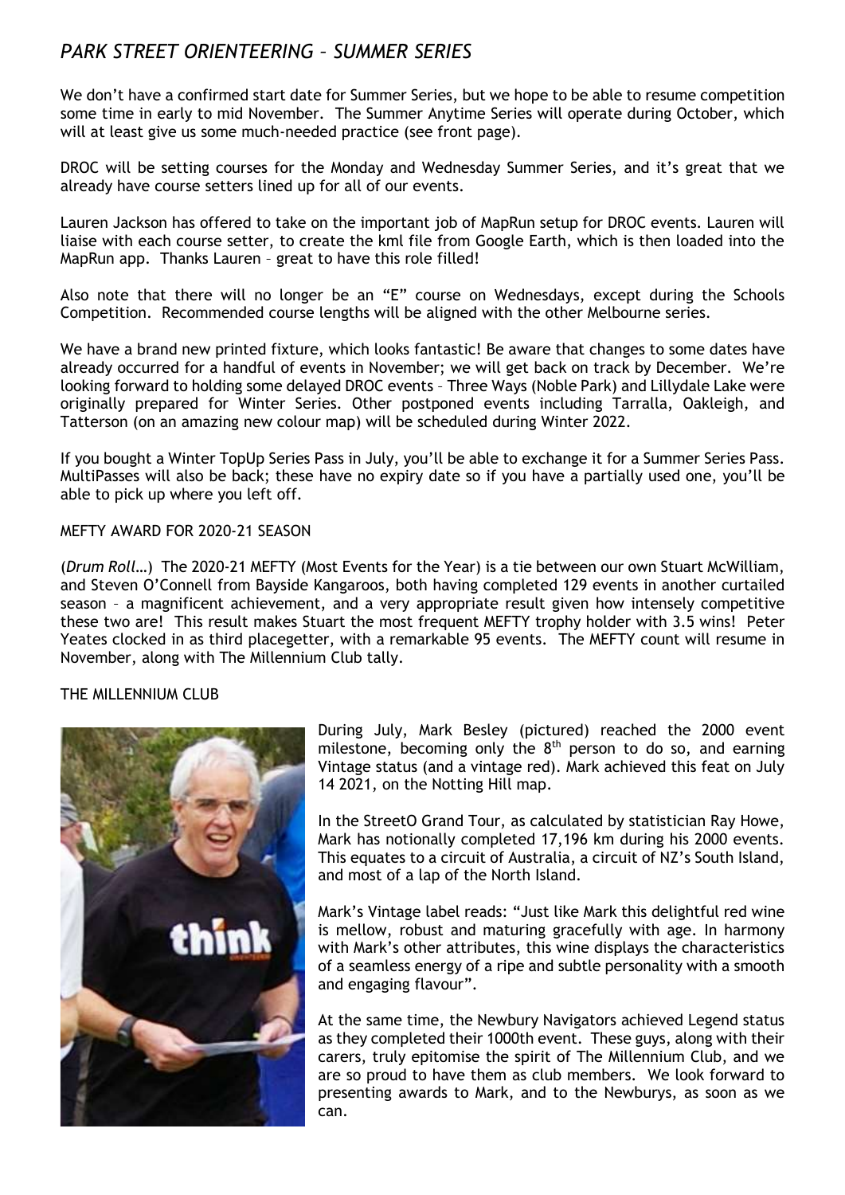## *PARK STREET ORIENTEERING – SUMMER SERIES*

We don't have a confirmed start date for Summer Series, but we hope to be able to resume competition some time in early to mid November. The Summer Anytime Series will operate during October, which will at least give us some much-needed practice (see front page).

DROC will be setting courses for the Monday and Wednesday Summer Series, and it's great that we already have course setters lined up for all of our events.

Lauren Jackson has offered to take on the important job of MapRun setup for DROC events. Lauren will liaise with each course setter, to create the kml file from Google Earth, which is then loaded into the MapRun app. Thanks Lauren – great to have this role filled!

Also note that there will no longer be an "E" course on Wednesdays, except during the Schools Competition. Recommended course lengths will be aligned with the other Melbourne series.

We have a brand new printed fixture, which looks fantastic! Be aware that changes to some dates have already occurred for a handful of events in November; we will get back on track by December. We're looking forward to holding some delayed DROC events – Three Ways (Noble Park) and Lillydale Lake were originally prepared for Winter Series. Other postponed events including Tarralla, Oakleigh, and Tatterson (on an amazing new colour map) will be scheduled during Winter 2022.

If you bought a Winter TopUp Series Pass in July, you'll be able to exchange it for a Summer Series Pass. MultiPasses will also be back; these have no expiry date so if you have a partially used one, you'll be able to pick up where you left off.

### MEFTY AWARD FOR 2020-21 SEASON

(*Drum Roll…*) The 2020-21 MEFTY (Most Events for the Year) is a tie between our own Stuart McWilliam, and Steven O'Connell from Bayside Kangaroos, both having completed 129 events in another curtailed season – a magnificent achievement, and a very appropriate result given how intensely competitive these two are! This result makes Stuart the most frequent MEFTY trophy holder with 3.5 wins! Peter Yeates clocked in as third placegetter, with a remarkable 95 events. The MEFTY count will resume in November, along with The Millennium Club tally.

### THE MILLENNIUM CLUB

During July, Mark Besley (pictured) reached the 2000 event milestone, becoming only the 8th person to do so, and earning Vintage status (and a vintage red). Mark achieved this feat on July 14 2021, on the Notting Hill map.

In the StreetO Grand Tour, as calculated by statistician Ray Howe, Mark has notionally completed 17,196 km during his 2000 events. This equates to a circuit of Australia, a circuit of NZ's South Island, and most of a lap of the North Island.

Mark's Vintage label reads: "Just like Mark this delightful red wine is mellow, robust and maturing gracefully with age. In harmony with Mark's other attributes, this wine displays the characteristics of a seamless energy of a ripe and subtle personality with a smooth and engaging flavour".

At the same time, the Newbury Navigators achieved Legend status as they completed their 1000th event. These guys, along with their carers, truly epitomise the spirit of The Millennium Club, and we are so proud to have them as club members. We look forward to presenting awards to Mark, and to the Newburys, as soon as we can.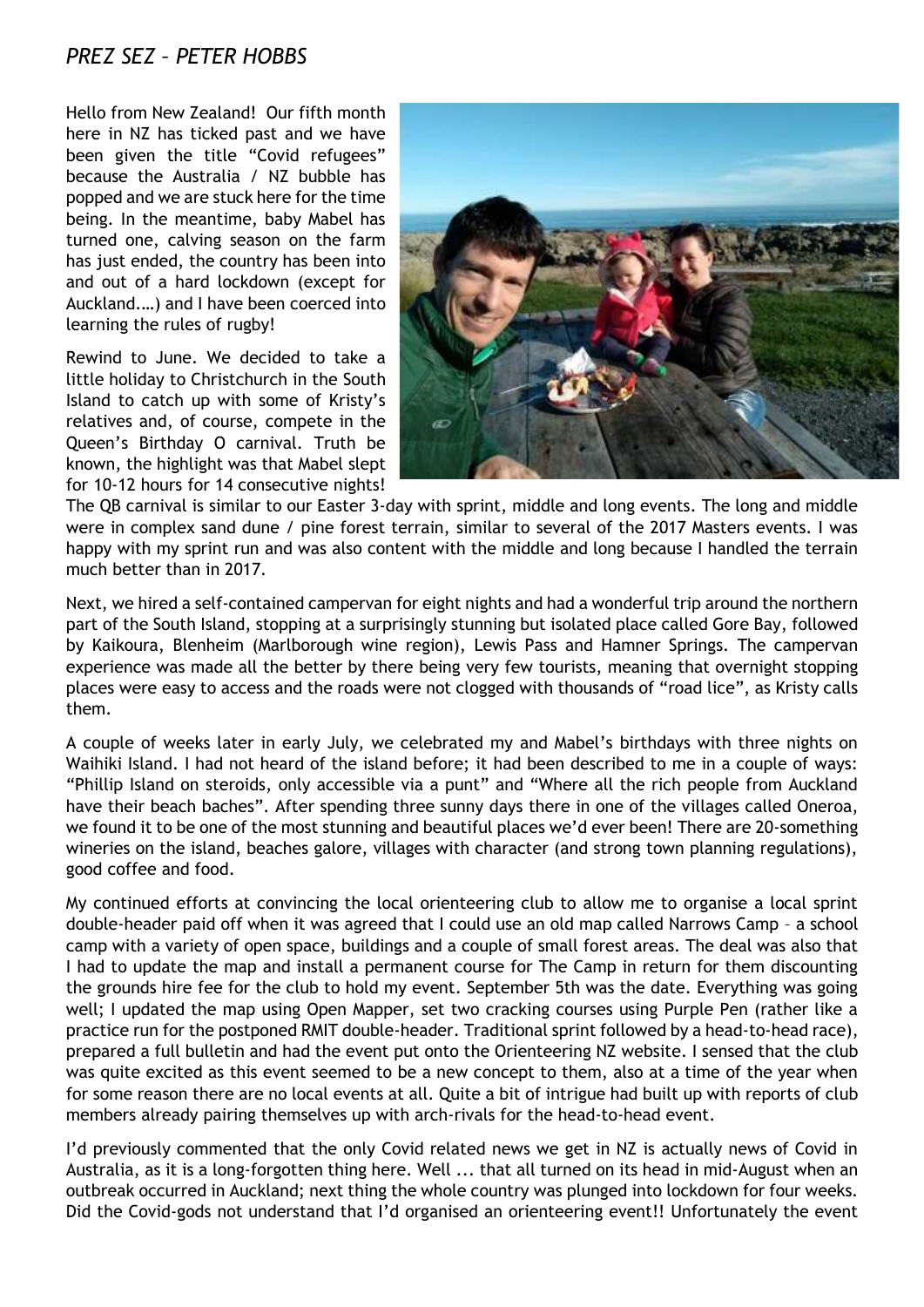## *PREZ SEZ – PETER HOBBS*

Hello from New Zealand! Our fifth month here in NZ has ticked past and we have been given the title "Covid refugees" because the Australia / NZ bubble has popped and we are stuck here for the time being. In the meantime, baby Mabel has turned one, calving season on the farm has just ended, the country has been into and out of a hard lockdown (except for Auckland.…) and I have been coerced into learning the rules of rugby!

Rewind to June. We decided to take a little holiday to Christchurch in the South Island to catch up with some of Kristy's relatives and, of course, compete in the Queen's Birthday O carnival. Truth be known, the highlight was that Mabel slept for 10-12 hours for 14 consecutive nights! The QB carnival is similar to our Easter 3-day with sprint, middle and long events. The long and middle were in complex sand dune / pine forest terrain, similar to several of the 2017 Masters events. I was happy with my sprint run and was also content with the middle and long because I handled the terrain much better than in 2017.

Next, we hired a self-contained campervan for eight nights and had a wonderful trip around the northern part of the South Island, stopping at a surprisingly stunning but isolated place called Gore Bay, followed by Kaikoura, Blenheim (Marlborough wine region), Lewis Pass and Hamner Springs. The campervan experience was made all the better by there being very few tourists, meaning that overnight stopping places were easy to access and the roads were not clogged with thousands of "road lice", as Kristy calls them.

A couple of weeks later in early July, we celebrated my and Mabel's birthdays with three nights on Waihiki Island. I had not heard of the island before; it had been described to me in a couple of ways: "Phillip Island on steroids, only accessible via a punt" and "Where all the rich people from Auckland have their beach baches". After spending three sunny days there in one of the villages called Oneroa, we found it to be one of the most stunning and beautiful places we'd ever been! There are 20-something wineries on the island, beaches galore, villages with character (and strong town planning regulations), good coffee and food.

My continued efforts at convincing the local orienteering club to allow me to organise a local sprint double-header paid off when it was agreed that I could use an old map called Narrows Camp – a school camp with a variety of open space, buildings and a couple of small forest areas. The deal was also that I had to update the map and install a permanent course for The Camp in return for them discounting the grounds hire fee for the club to hold my event. September 5th was the date. Everything was going well; I updated the map using Open Mapper, set two cracking courses using Purple Pen (rather like a practice run for the postponed RMIT double-header. Traditional sprint followed by a head-to-head race), prepared a full bulletin and had the event put onto the Orienteering NZ website. I sensed that the club was quite excited as this event seemed to be a new concept to them, also at a time of the year when for some reason there are no local events at all. Quite a bit of intrigue had built up with reports of club members already pairing themselves up with arch-rivals for the head-to-head event.

I'd previously commented that the only Covid related news we get in NZ is actually news of Covid in Australia, as it is a long-forgotten thing here. Well ... that all turned on its head in mid-August when an outbreak occurred in Auckland; next thing the whole country was plunged into lockdown for four weeks. Did the Covid-gods not understand that I'd organised an orienteering event!! Unfortunately the event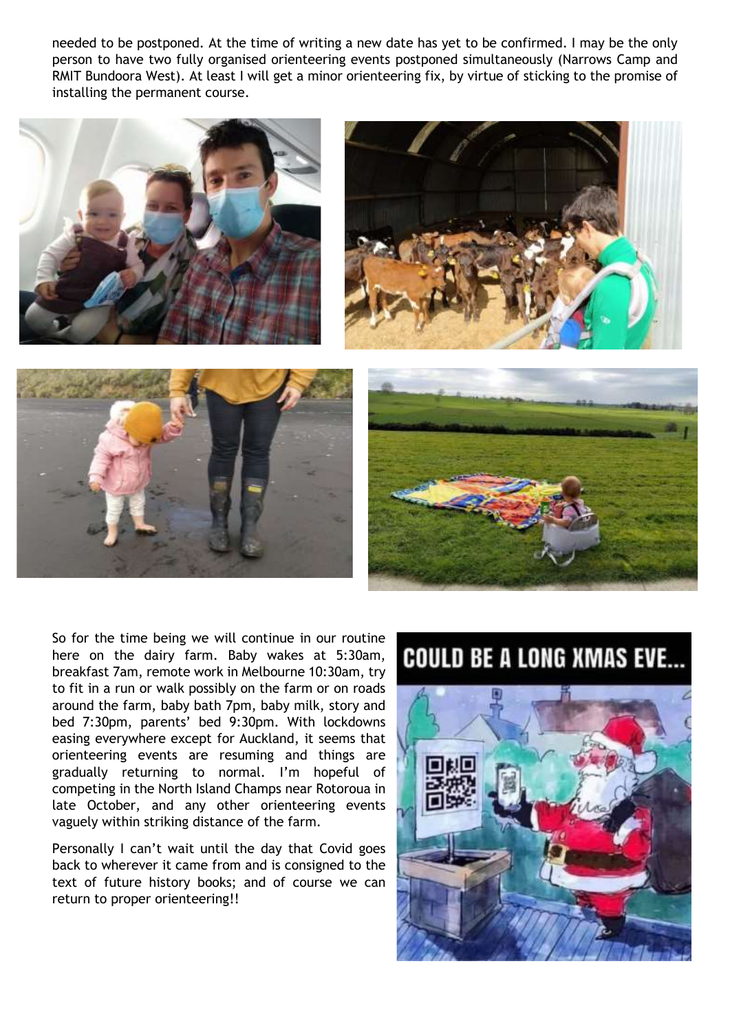needed to be postponed. At the time of writing a new date has yet to be confirmed. I may be the only person to have two fully organised orienteering events postponed simultaneously (Narrows Camp and RMIT Bundoora West). At least I will get a minor orienteering fix, by virtue of sticking to the promise of installing the permanent course.

So for the time being we will continue in our routine here on the dairy farm. Baby wakes at 5:30am, breakfast 7am, remote work in Melbourne 10:30am, try to fit in a run or walk possibly on the farm or on roads around the farm, baby bath 7pm, baby milk, story and bed 7:30pm, parents' bed 9:30pm. With lockdowns easing everywhere except for Auckland, it seems that orienteering events are resuming and things are gradually returning to normal. I'm hopeful of competing in the North Island Champs near Rotoroua in late October, and any other orienteering events vaguely within striking distance of the farm.

Personally I can't wait until the day that Covid goes back to wherever it came from and is consigned to the text of future history books; and of course we can return to proper orienteering!!

COULD BE A LONG XMAS EVE...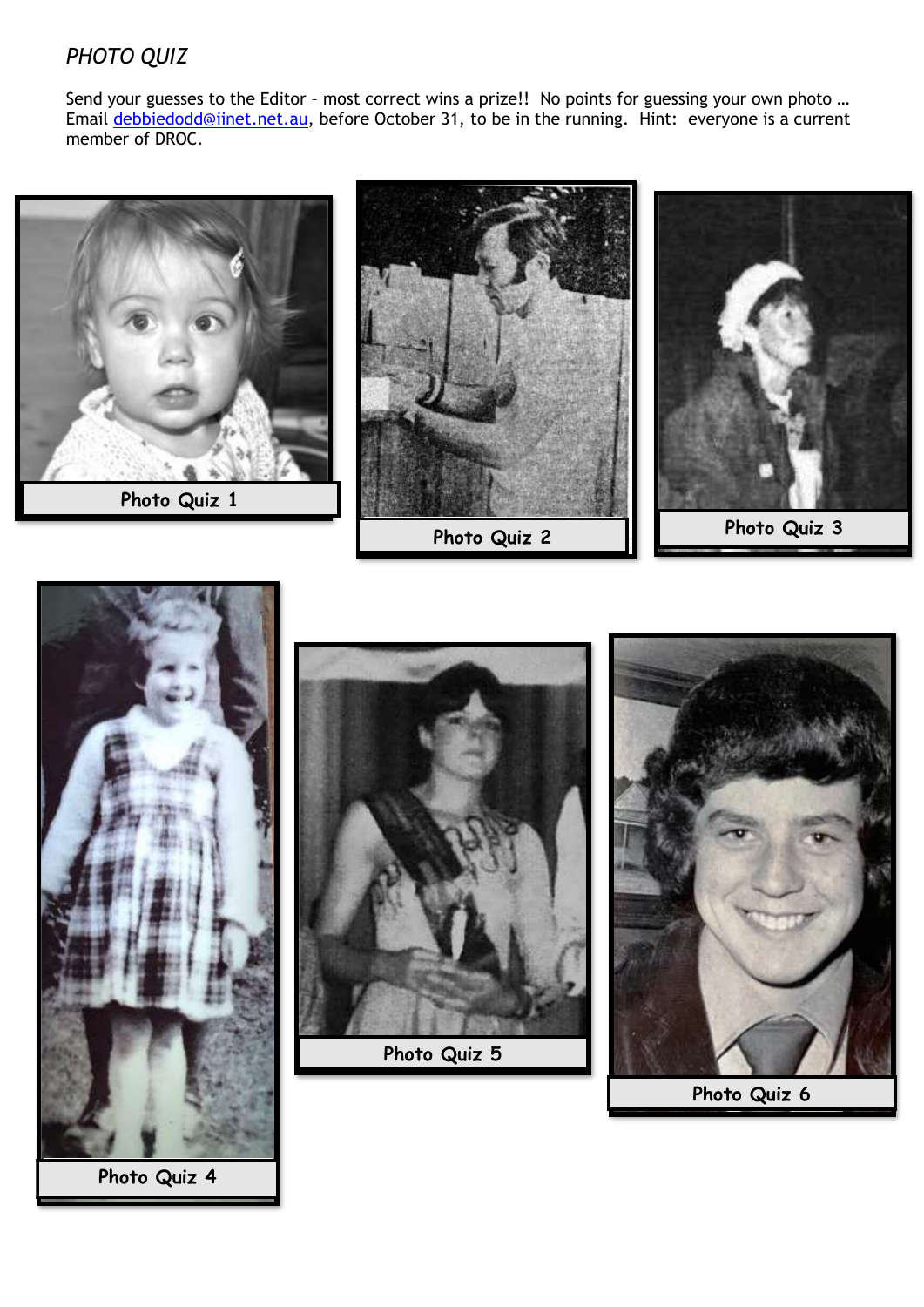*PHOTO QUIZ*

Send your guesses to the Editor – most correct wins a prize!! No points for guessing your own photo … Email [debbiedodd@iinet.net.au](mailto:debbiedodd@iinet.net.au), before October 31, to be in the running. Hint: everyone is a current member of DROC.

Photo Quiz 1

Photo Quiz 2

Photo Quiz 3

Photo Quiz 4

Photo Quiz 5

Photo Quiz 6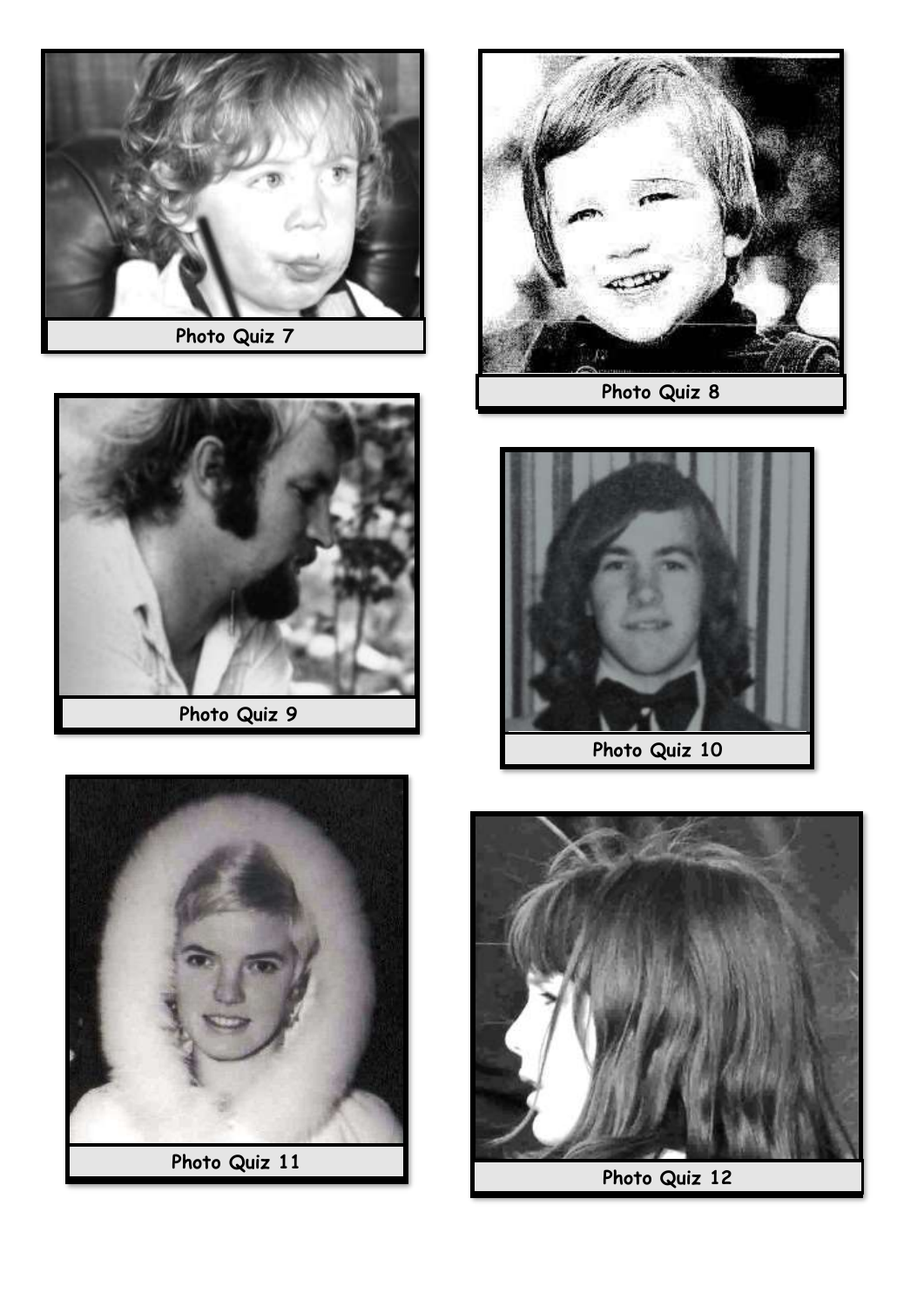Photo Quiz 7

Photo Quiz 8

Photo Quiz 9

Photo Quiz 10

Photo Quiz 11

Photo Quiz 12